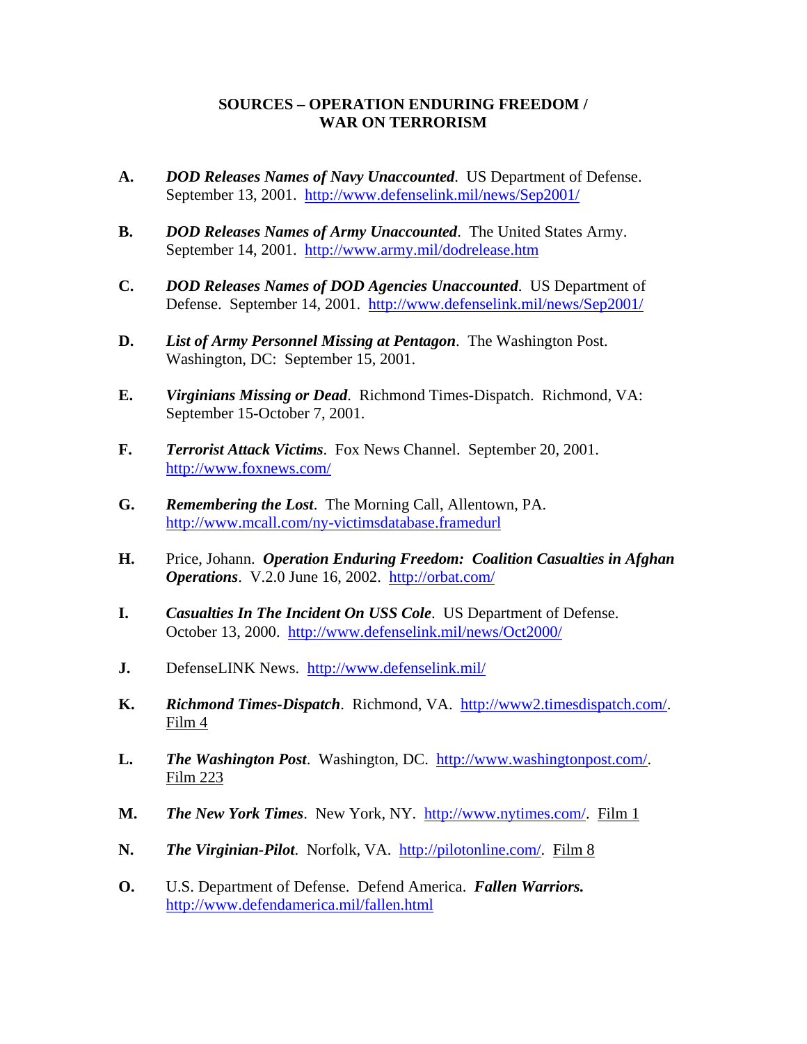# SOURCES – OPERATION ENDURING FREEDOM / WAR ON TERRORISM

**A.** ***DOD Releases Names of Navy Unaccounted***. US Department of Defense. September 13, 2001. http://www.defenselink.mil/news/Sep2001/

**B.** ***DOD Releases Names of Army Unaccounted***. The United States Army. September 14, 2001. http://www.army.mil/dodrelease.htm

**C.** ***DOD Releases Names of DOD Agencies Unaccounted***. US Department of Defense. September 14, 2001. http://www.defenselink.mil/news/Sep2001/

**D.** ***List of Army Personnel Missing at Pentagon***. The Washington Post. Washington, DC: September 15, 2001.

**E.** ***Virginians Missing or Dead***. Richmond Times-Dispatch. Richmond, VA: September 15-October 7, 2001.

**F.** ***Terrorist Attack Victims***. Fox News Channel. September 20, 2001. http://www.foxnews.com/

**G.** ***Remembering the Lost***. The Morning Call, Allentown, PA. http://www.mcall.com/ny-victimsdatabase.framedurl

**H.** Price, Johann. ***Operation Enduring Freedom: Coalition Casualties in Afghan Operations***. V.2.0 June 16, 2002. http://orbat.com/

**I.** ***Casualties In The Incident On USS Cole***. US Department of Defense. October 13, 2000. http://www.defenselink.mil/news/Oct2000/

**J.** DefenseLINK News. http://www.defenselink.mil/

**K.** ***Richmond Times-Dispatch***. Richmond, VA. http://www2.timesdispatch.com/. Film 4

**L.** ***The Washington Post***. Washington, DC. http://www.washingtonpost.com/. Film 223

**M.** ***The New York Times***. New York, NY. http://www.nytimes.com/. Film 1

**N.** ***The Virginian-Pilot***. Norfolk, VA. http://pilotonline.com/. Film 8

**O.** U.S. Department of Defense. Defend America. ***Fallen Warriors.*** http://www.defendamerica.mil/fallen.html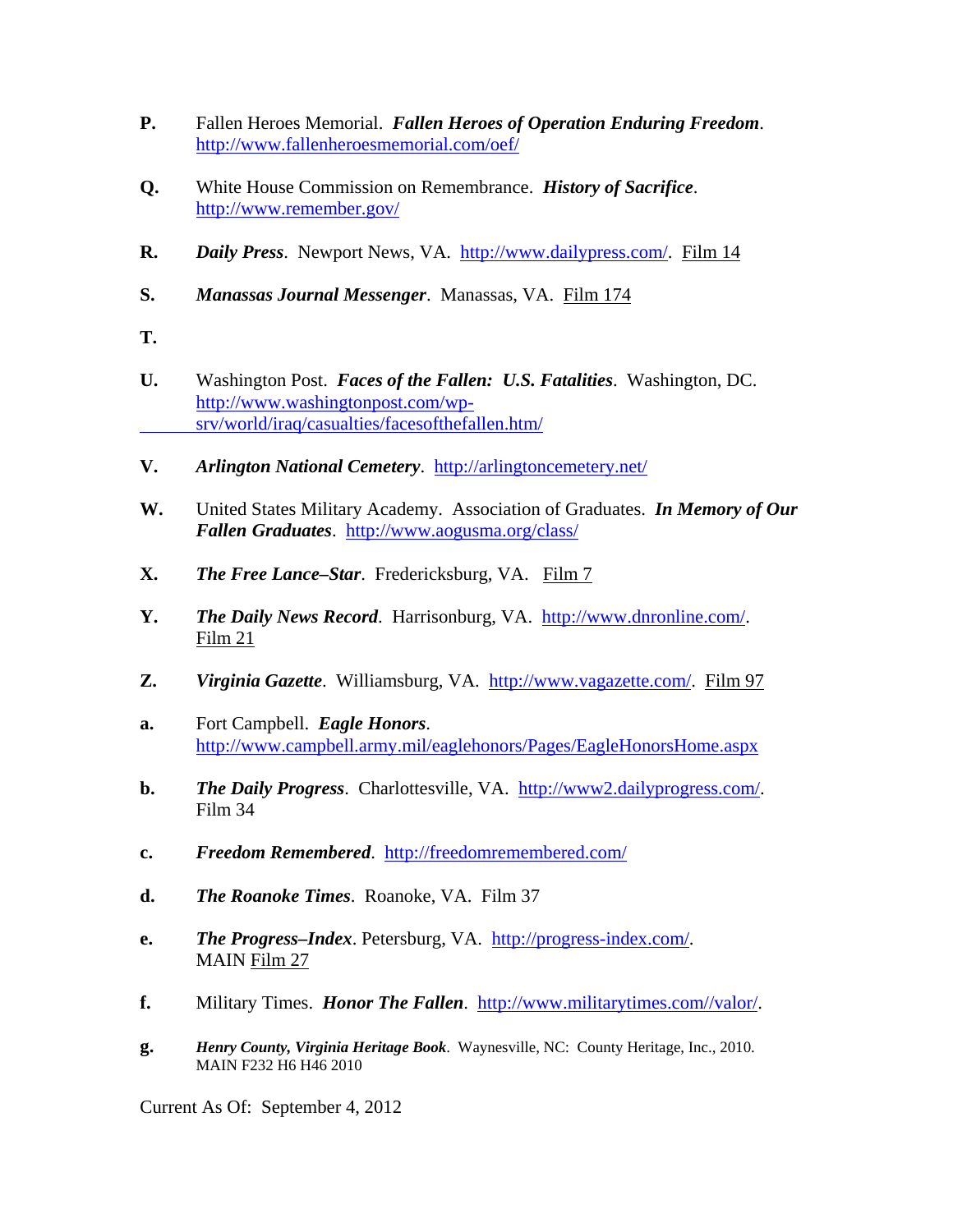**P.** Fallen Heroes Memorial. ***Fallen Heroes of Operation Enduring Freedom***. http://www.fallenheroesmemorial.com/oef/

**Q.** White House Commission on Remembrance. ***History of Sacrifice***. http://www.remember.gov/

**R.** ***Daily Press***. Newport News, VA. http://www.dailypress.com/. Film 14

**S.** ***Manassas Journal Messenger***. Manassas, VA. Film 174

**T.**

**U.** Washington Post. ***Faces of the Fallen: U.S. Fatalities***. Washington, DC. http://www.washingtonpost.com/wp-srv/world/iraq/casualties/facesofthefallen.htm/

**V.** ***Arlington National Cemetery***. http://arlingtoncemetery.net/

**W.** United States Military Academy. Association of Graduates. ***In Memory of Our Fallen Graduates***. http://www.aogusma.org/class/

**X.** ***The Free Lance–Star***. Fredericksburg, VA. Film 7

**Y.** ***The Daily News Record***. Harrisonburg, VA. http://www.dnronline.com/. Film 21

**Z.** ***Virginia Gazette***. Williamsburg, VA. http://www.vagazette.com/. Film 97

**a.** Fort Campbell. ***Eagle Honors***. http://www.campbell.army.mil/eaglehonors/Pages/EagleHonorsHome.aspx

**b.** ***The Daily Progress***. Charlottesville, VA. http://www2.dailyprogress.com/. Film 34

**c.** ***Freedom Remembered***. http://freedomremembered.com/

**d.** ***The Roanoke Times***. Roanoke, VA. Film 37

**e.** ***The Progress–Index***. Petersburg, VA. http://progress-index.com/. MAIN Film 27

**f.** Military Times. ***Honor The Fallen***. http://www.militarytimes.com//valor/.

**g.** ***Henry County, Virginia Heritage Book***. Waynesville, NC: County Heritage, Inc., 2010. MAIN F232 H6 H46 2010

Current As Of: September 4, 2012